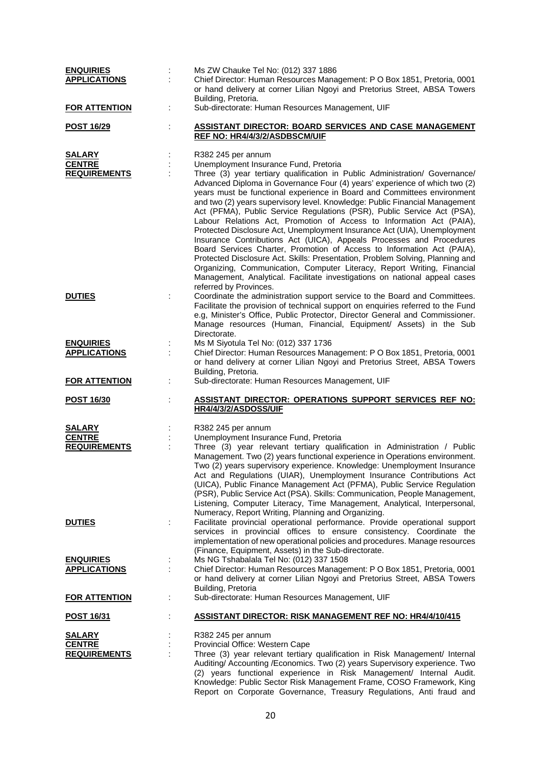**ENQUIRIES** : Ms ZW Chauke Tel No: (012) 337 1886

**APPLICATIONS** : Chief Director: Human Resources Management: P O Box 1851, Pretoria, 0001 or hand delivery at corner Lilian Ngoyi and Pretorius Street, ABSA Towers Building, Pretoria.

**FOR ATTENTION** : Sub-directorate: Human Resources Management, UIF

**POST 16/29** : **ASSISTANT DIRECTOR: BOARD SERVICES AND CASE MANAGEMENT REF NO: HR4/4/3/2/ASDBSCM/UIF**

**SALARY** : R382 245 per annum

**CENTRE** : Unemployment Insurance Fund, Pretoria

**REQUIREMENTS** : Three (3) year tertiary qualification in Public Administration/ Governance/ Advanced Diploma in Governance Four (4) years' experience of which two (2) years must be functional experience in Board and Committees environment and two (2) years supervisory level. Knowledge: Public Financial Management Act (PFMA), Public Service Regulations (PSR), Public Service Act (PSA), Labour Relations Act, Promotion of Access to Information Act (PAIA), Protected Disclosure Act, Unemployment Insurance Act (UIA), Unemployment Insurance Contributions Act (UICA), Appeals Processes and Procedures Board Services Charter, Promotion of Access to Information Act (PAIA), Protected Disclosure Act. Skills: Presentation, Problem Solving, Planning and Organizing, Communication, Computer Literacy, Report Writing, Financial Management, Analytical. Facilitate investigations on national appeal cases referred by Provinces.

**DUTIES** : Coordinate the administration support service to the Board and Committees. Facilitate the provision of technical support on enquiries referred to the Fund e.g, Minister's Office, Public Protector, Director General and Commissioner. Manage resources (Human, Financial, Equipment/ Assets) in the Sub Directorate.

**ENQUIRIES** : Ms M Siyotula Tel No: (012) 337 1736

**APPLICATIONS** : Chief Director: Human Resources Management: P O Box 1851, Pretoria, 0001 or hand delivery at corner Lilian Ngoyi and Pretorius Street, ABSA Towers Building, Pretoria.

**FOR ATTENTION** : Sub-directorate: Human Resources Management, UIF

**POST 16/30** : **ASSISTANT DIRECTOR: OPERATIONS SUPPORT SERVICES REF NO: HR4/4/3/2/ASDOSS/UIF**

**SALARY** : R382 245 per annum

**CENTRE** : Unemployment Insurance Fund, Pretoria

**REQUIREMENTS** : Three (3) year relevant tertiary qualification in Administration / Public Management. Two (2) years functional experience in Operations environment. Two (2) years supervisory experience. Knowledge: Unemployment Insurance Act and Regulations (UIAR), Unemployment Insurance Contributions Act (UICA), Public Finance Management Act (PFMA), Public Service Regulation (PSR), Public Service Act (PSA). Skills: Communication, People Management, Listening, Computer Literacy, Time Management, Analytical, Interpersonal, Numeracy, Report Writing, Planning and Organizing.

**DUTIES** : Facilitate provincial operational performance. Provide operational support services in provincial offices to ensure consistency. Coordinate the implementation of new operational policies and procedures. Manage resources (Finance, Equipment, Assets) in the Sub-directorate.

**ENQUIRIES** : Ms NG Tshabalala Tel No: (012) 337 1508

**APPLICATIONS** : Chief Director: Human Resources Management: P O Box 1851, Pretoria, 0001 or hand delivery at corner Lilian Ngoyi and Pretorius Street, ABSA Towers Building, Pretoria

**FOR ATTENTION** : Sub-directorate: Human Resources Management, UIF

**POST 16/31** : **ASSISTANT DIRECTOR: RISK MANAGEMENT REF NO: HR4/4/10/415**

**SALARY** : R382 245 per annum

**CENTRE** : Provincial Office: Western Cape

**REQUIREMENTS** : Three (3) year relevant tertiary qualification in Risk Management/ Internal Auditing/ Accounting /Economics. Two (2) years Supervisory experience. Two (2) years functional experience in Risk Management/ Internal Audit. Knowledge: Public Sector Risk Management Frame, COSO Framework, King Report on Corporate Governance, Treasury Regulations, Anti fraud and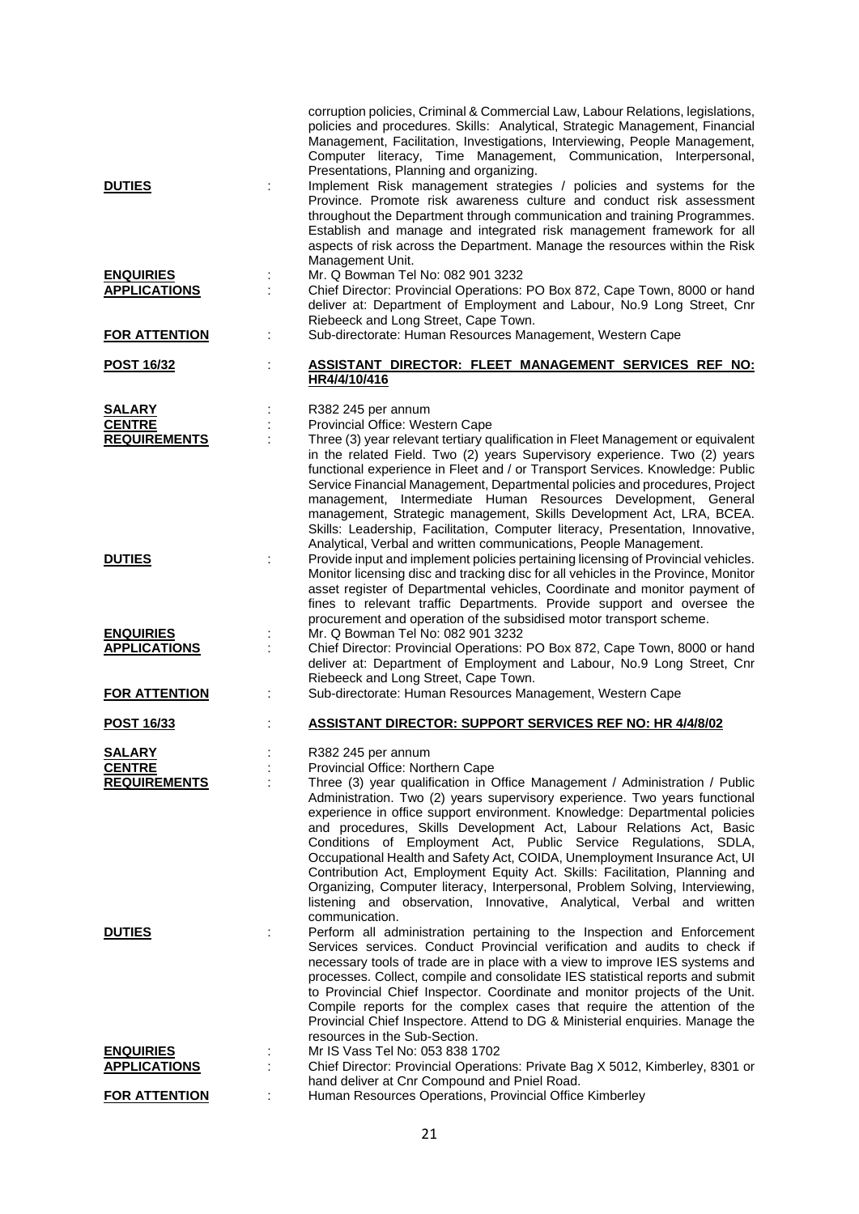corruption policies, Criminal & Commercial Law, Labour Relations, legislations, policies and procedures. Skills: Analytical, Strategic Management, Financial Management, Facilitation, Investigations, Interviewing, People Management, Computer literacy, Time Management, Communication, Interpersonal, Presentations, Planning and organizing.

**DUTIES** : Implement Risk management strategies / policies and systems for the Province. Promote risk awareness culture and conduct risk assessment throughout the Department through communication and training Programmes. Establish and manage and integrated risk management framework for all aspects of risk across the Department. Manage the resources within the Risk Management Unit.

**ENQUIRIES** : Mr. Q Bowman Tel No: 082 901 3232

**APPLICATIONS** : Chief Director: Provincial Operations: PO Box 872, Cape Town, 8000 or hand deliver at: Department of Employment and Labour, No.9 Long Street, Cnr Riebeeck and Long Street, Cape Town.

**FOR ATTENTION** : Sub-directorate: Human Resources Management, Western Cape

**POST 16/32** : **ASSISTANT DIRECTOR: FLEET MANAGEMENT SERVICES REF NO: HR4/4/10/416**

**SALARY** : R382 245 per annum

**CENTRE** : Provincial Office: Western Cape

**REQUIREMENTS** : Three (3) year relevant tertiary qualification in Fleet Management or equivalent in the related Field. Two (2) years Supervisory experience. Two (2) years functional experience in Fleet and / or Transport Services. Knowledge: Public Service Financial Management, Departmental policies and procedures, Project management, Intermediate Human Resources Development, General management, Strategic management, Skills Development Act, LRA, BCEA. Skills: Leadership, Facilitation, Computer literacy, Presentation, Innovative, Analytical, Verbal and written communications, People Management.

**DUTIES** : Provide input and implement policies pertaining licensing of Provincial vehicles. Monitor licensing disc and tracking disc for all vehicles in the Province, Monitor asset register of Departmental vehicles, Coordinate and monitor payment of fines to relevant traffic Departments. Provide support and oversee the procurement and operation of the subsidised motor transport scheme.

**ENQUIRIES** : Mr. Q Bowman Tel No: 082 901 3232

**APPLICATIONS** : Chief Director: Provincial Operations: PO Box 872, Cape Town, 8000 or hand deliver at: Department of Employment and Labour, No.9 Long Street, Cnr Riebeeck and Long Street, Cape Town.

**FOR ATTENTION** : Sub-directorate: Human Resources Management, Western Cape

**POST 16/33** : **ASSISTANT DIRECTOR: SUPPORT SERVICES REF NO: HR 4/4/8/02**

**SALARY** : R382 245 per annum

**CENTRE** : Provincial Office: Northern Cape

**REQUIREMENTS** : Three (3) year qualification in Office Management / Administration / Public Administration. Two (2) years supervisory experience. Two years functional experience in office support environment. Knowledge: Departmental policies and procedures, Skills Development Act, Labour Relations Act, Basic Conditions of Employment Act, Public Service Regulations, SDLA, Occupational Health and Safety Act, COIDA, Unemployment Insurance Act, UI Contribution Act, Employment Equity Act. Skills: Facilitation, Planning and Organizing, Computer literacy, Interpersonal, Problem Solving, Interviewing, listening and observation, Innovative, Analytical, Verbal and written communication.

**DUTIES** : Perform all administration pertaining to the Inspection and Enforcement Services services. Conduct Provincial verification and audits to check if necessary tools of trade are in place with a view to improve IES systems and processes. Collect, compile and consolidate IES statistical reports and submit to Provincial Chief Inspector. Coordinate and monitor projects of the Unit. Compile reports for the complex cases that require the attention of the Provincial Chief Inspectore. Attend to DG & Ministerial enquiries. Manage the resources in the Sub-Section.

**ENQUIRIES** : Mr IS Vass Tel No: 053 838 1702

**APPLICATIONS** : Chief Director: Provincial Operations: Private Bag X 5012, Kimberley, 8301 or hand deliver at Cnr Compound and Pniel Road.

**FOR ATTENTION** : Human Resources Operations, Provincial Office Kimberley